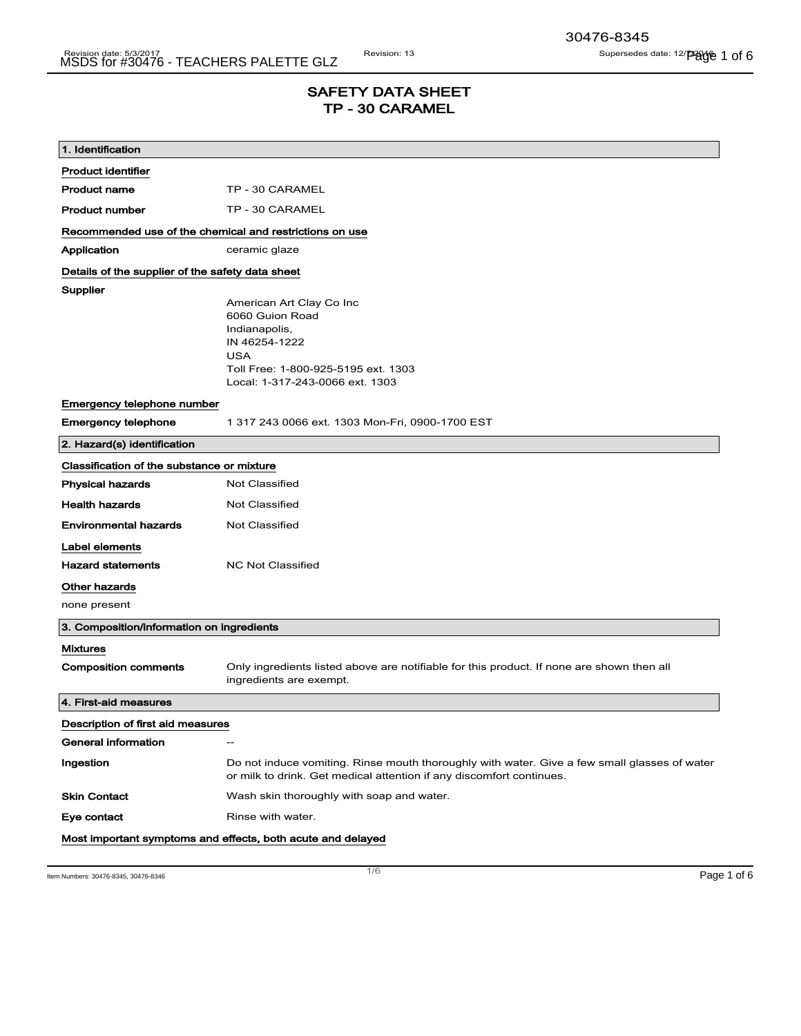# SAFETY DATA SHEET
## TP - 30 CARAMEL

### 1. Identification

**Product identifier**

| | |
|---|---|
| **Product name** | TP - 30 CARAMEL |
| **Product number** | TP - 30 CARAMEL |

**Recommended use of the chemical and restrictions on use**

| | |
|---|---|
| **Application** | ceramic glaze |

**Details of the supplier of the safety data sheet**

**Supplier**

American Art Clay Co Inc
6060 Guion Road
Indianapolis,
IN 46254-1222
USA
Toll Free: 1-800-925-5195 ext. 1303
Local: 1-317-243-0066 ext. 1303

**Emergency telephone number**

| | |
|---|---|
| **Emergency telephone** | 1 317 243 0066 ext. 1303 Mon-Fri, 0900-1700 EST |

### 2. Hazard(s) identification

**Classification of the substance or mixture**

| | |
|---|---|
| **Physical hazards** | Not Classified |
| **Health hazards** | Not Classified |
| **Environmental hazards** | Not Classified |

**Label elements**

| | |
|---|---|
| **Hazard statements** | NC Not Classified |

**Other hazards**

none present

### 3. Composition/information on ingredients

**Mixtures**

| | |
|---|---|
| **Composition comments** | Only ingredients listed above are notifiable for this product. If none are shown then all ingredients are exempt. |

### 4. First-aid measures

**Description of first aid measures**

| | |
|---|---|
| **General information** | -- |
| **Ingestion** | Do not induce vomiting. Rinse mouth thoroughly with water. Give a few small glasses of water or milk to drink. Get medical attention if any discomfort continues. |
| **Skin Contact** | Wash skin thoroughly with soap and water. |
| **Eye contact** | Rinse with water. |

**Most important symptoms and effects, both acute and delayed**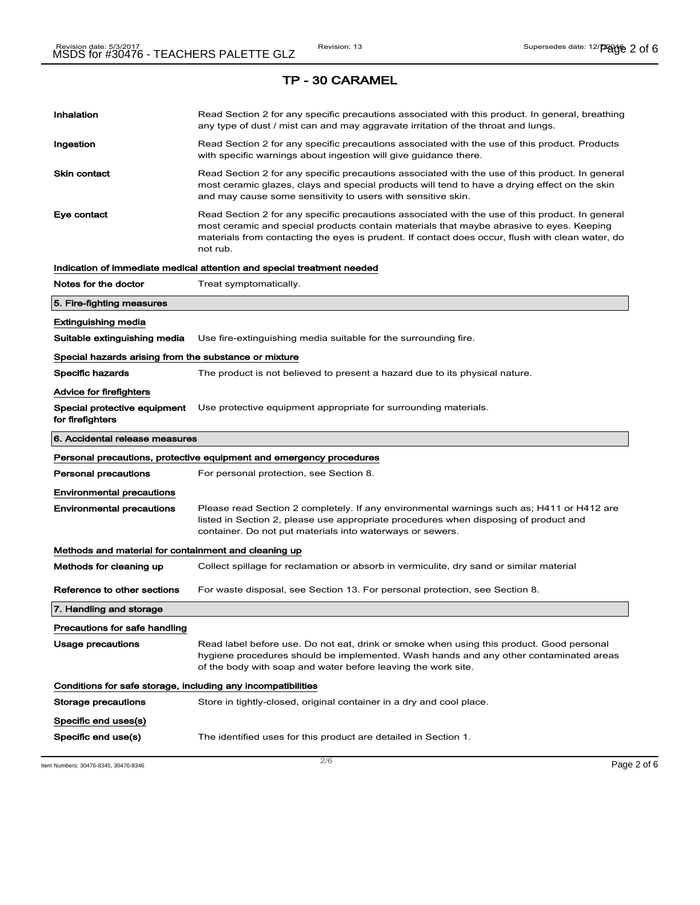## TP - 30 CARAMEL

| | |
|---|---|
| **Inhalation** | Read Section 2 for any specific precautions associated with this product. In general, breathing any type of dust / mist can and may aggravate irritation of the throat and lungs. |
| **Ingestion** | Read Section 2 for any specific precautions associated with the use of this product. Products with specific warnings about ingestion will give guidance there. |
| **Skin contact** | Read Section 2 for any specific precautions associated with the use of this product. In general most ceramic glazes, clays and special products will tend to have a drying effect on the skin and may cause some sensitivity to users with sensitive skin. |
| **Eye contact** | Read Section 2 for any specific precautions associated with the use of this product. In general most ceramic and special products contain materials that maybe abrasive to eyes. Keeping materials from contacting the eyes is prudent. If contact does occur, flush with clean water, do not rub. |

**Indication of immediate medical attention and special treatment needed**

**Notes for the doctor** Treat symptomatically.

### 5. Fire-fighting measures

**Extinguishing media**

**Suitable extinguishing media** Use fire-extinguishing media suitable for the surrounding fire.

**Special hazards arising from the substance or mixture**

**Specific hazards** The product is not believed to present a hazard due to its physical nature.

**Advice for firefighters**

**Special protective equipment for firefighters** Use protective equipment appropriate for surrounding materials.

### 6. Accidental release measures

**Personal precautions, protective equipment and emergency procedures**

**Personal precautions** For personal protection, see Section 8.

**Environmental precautions**

**Environmental precautions** Please read Section 2 completely. If any environmental warnings such as; H411 or H412 are listed in Section 2, please use appropriate procedures when disposing of product and container. Do not put materials into waterways or sewers.

**Methods and material for containment and cleaning up**

**Methods for cleaning up** Collect spillage for reclamation or absorb in vermiculite, dry sand or similar material

**Reference to other sections** For waste disposal, see Section 13. For personal protection, see Section 8.

### 7. Handling and storage

**Precautions for safe handling**

**Usage precautions** Read label before use. Do not eat, drink or smoke when using this product. Good personal hygiene procedures should be implemented. Wash hands and any other contaminated areas of the body with soap and water before leaving the work site.

**Conditions for safe storage, including any incompatibilities**

**Storage precautions** Store in tightly-closed, original container in a dry and cool place.

**Specific end uses(s)**

**Specific end use(s)** The identified uses for this product are detailed in Section 1.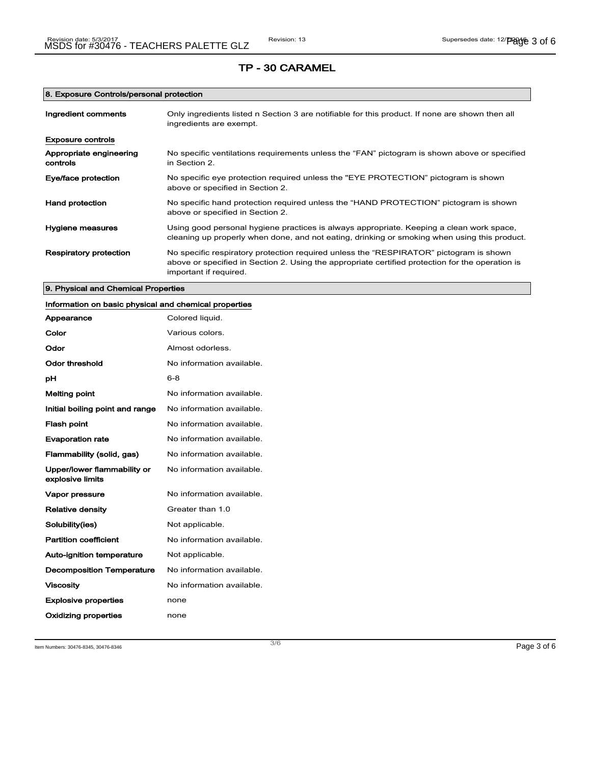# TP - 30 CARAMEL

## 8. Exposure Controls/personal protection

| | |
|---|---|
| **Ingredient comments** | Only ingredients listed n Section 3 are notifiable for this product. If none are shown then all ingredients are exempt. |

**Exposure controls**

| | |
|---|---|
| **Appropriate engineering controls** | No specific ventilations requirements unless the "FAN" pictogram is shown above or specified in Section 2. |
| **Eye/face protection** | No specific eye protection required unless the "EYE PROTECTION" pictogram is shown above or specified in Section 2. |
| **Hand protection** | No specific hand protection required unless the "HAND PROTECTION" pictogram is shown above or specified in Section 2. |
| **Hygiene measures** | Using good personal hygiene practices is always appropriate. Keeping a clean work space, cleaning up properly when done, and not eating, drinking or smoking when using this product. |
| **Respiratory protection** | No specific respiratory protection required unless the "RESPIRATOR" pictogram is shown above or specified in Section 2. Using the appropriate certified protection for the operation is important if required. |

## 9. Physical and Chemical Properties

**Information on basic physical and chemical properties**

| | |
|---|---|
| **Appearance** | Colored liquid. |
| **Color** | Various colors. |
| **Odor** | Almost odorless. |
| **Odor threshold** | No information available. |
| **pH** | 6-8 |
| **Melting point** | No information available. |
| **Initial boiling point and range** | No information available. |
| **Flash point** | No information available. |
| **Evaporation rate** | No information available. |
| **Flammability (solid, gas)** | No information available. |
| **Upper/lower flammability or explosive limits** | No information available. |
| **Vapor pressure** | No information available. |
| **Relative density** | Greater than 1.0 |
| **Solubility(ies)** | Not applicable. |
| **Partition coefficient** | No information available. |
| **Auto-ignition temperature** | Not applicable. |
| **Decomposition Temperature** | No information available. |
| **Viscosity** | No information available. |
| **Explosive properties** | none |
| **Oxidizing properties** | none |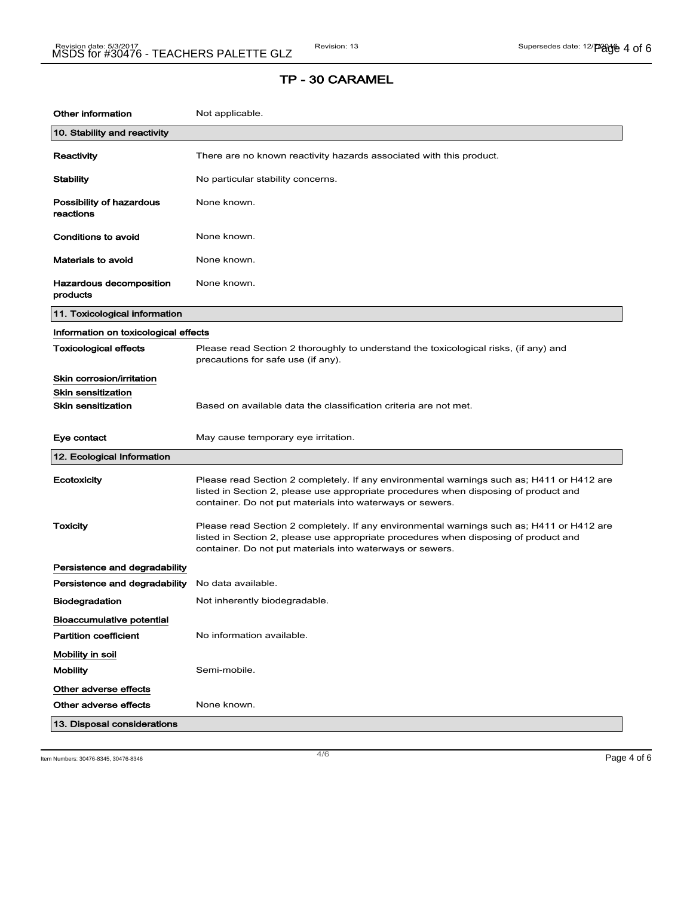## TP - 30 CARAMEL

| | |
|---|---|
| **Other information** | Not applicable. |

### 10. Stability and reactivity

| | |
|---|---|
| **Reactivity** | There are no known reactivity hazards associated with this product. |
| **Stability** | No particular stability concerns. |
| **Possibility of hazardous reactions** | None known. |
| **Conditions to avoid** | None known. |
| **Materials to avoid** | None known. |
| **Hazardous decomposition products** | None known. |

### 11. Toxicological information

**Information on toxicological effects**

| | |
|---|---|
| **Toxicological effects** | Please read Section 2 thoroughly to understand the toxicological risks, (if any) and precautions for safe use (if any). |

**Skin corrosion/irritation**

**Skin sensitization**

| | |
|---|---|
| **Skin sensitization** | Based on available data the classification criteria are not met. |
| **Eye contact** | May cause temporary eye irritation. |

### 12. Ecological Information

| | |
|---|---|
| **Ecotoxicity** | Please read Section 2 completely. If any environmental warnings such as; H411 or H412 are listed in Section 2, please use appropriate procedures when disposing of product and container. Do not put materials into waterways or sewers. |
| **Toxicity** | Please read Section 2 completely. If any environmental warnings such as; H411 or H412 are listed in Section 2, please use appropriate procedures when disposing of product and container. Do not put materials into waterways or sewers. |

**Persistence and degradability**

| | |
|---|---|
| **Persistence and degradability** | No data available. |
| **Biodegradation** | Not inherently biodegradable. |

**Bioaccumulative potential**

| | |
|---|---|
| **Partition coefficient** | No information available. |

**Mobility in soil**

| | |
|---|---|
| **Mobility** | Semi-mobile. |

**Other adverse effects**

| | |
|---|---|
| **Other adverse effects** | None known. |

### 13. Disposal considerations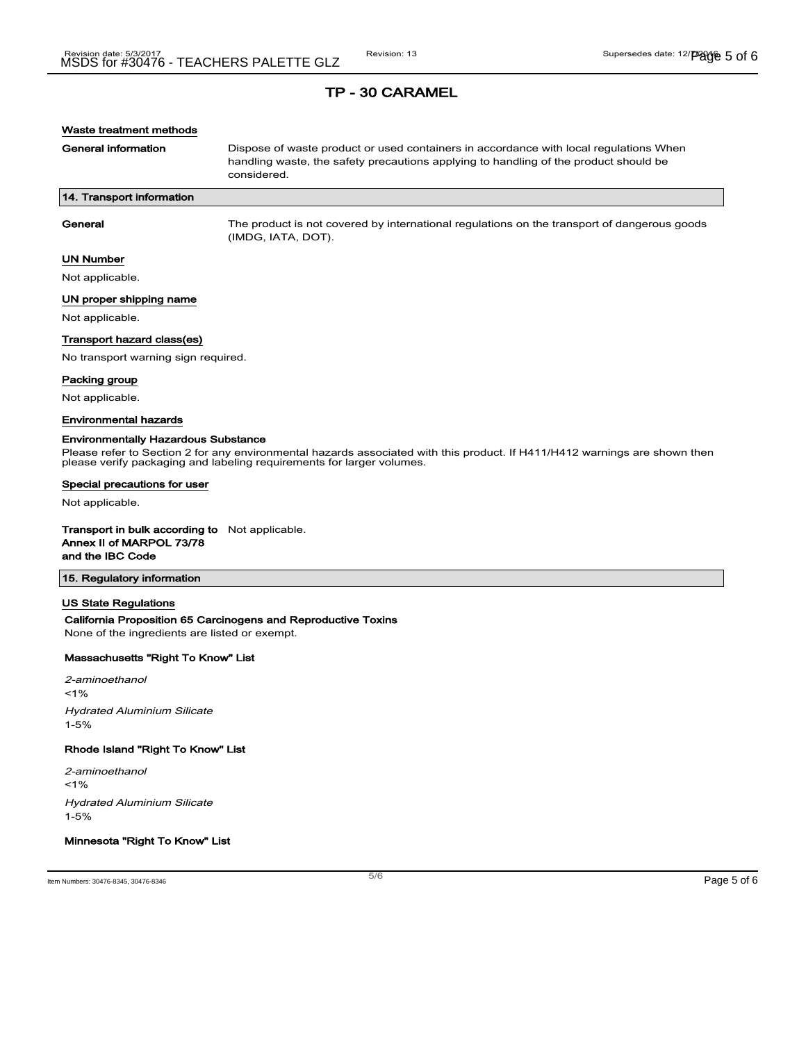# TP - 30 CARAMEL

### Waste treatment methods

**General information** Dispose of waste product or used containers in accordance with local regulations When handling waste, the safety precautions applying to handling of the product should be considered.

## 14. Transport information

**General** The product is not covered by international regulations on the transport of dangerous goods (IMDG, IATA, DOT).

### UN Number

Not applicable.

### UN proper shipping name

Not applicable.

### Transport hazard class(es)

No transport warning sign required.

### Packing group

Not applicable.

### Environmental hazards

**Environmentally Hazardous Substance**

Please refer to Section 2 for any environmental hazards associated with this product. If H411/H412 warnings are shown then please verify packaging and labeling requirements for larger volumes.

### Special precautions for user

Not applicable.

**Transport in bulk according to Annex II of MARPOL 73/78 and the IBC Code** Not applicable.

## 15. Regulatory information

### US State Regulations

**California Proposition 65 Carcinogens and Reproductive Toxins**

None of the ingredients are listed or exempt.

**Massachusetts "Right To Know" List**

*2-aminoethanol*

<1%

*Hydrated Aluminium Silicate*

1-5%

**Rhode Island "Right To Know" List**

*2-aminoethanol*

<1%

*Hydrated Aluminium Silicate*

1-5%

**Minnesota "Right To Know" List**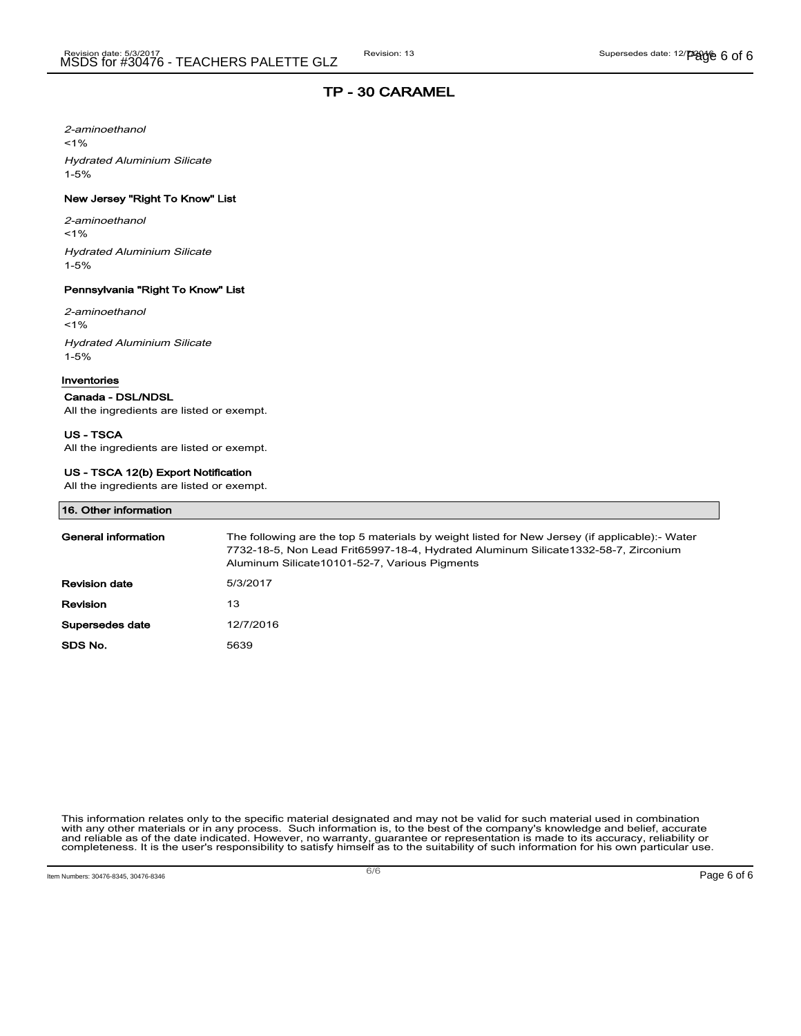## TP - 30 CARAMEL

*2-aminoethanol*
<1%

*Hydrated Aluminium Silicate*
1-5%

### New Jersey "Right To Know" List

*2-aminoethanol*
<1%

*Hydrated Aluminium Silicate*
1-5%

### Pennsylvania "Right To Know" List

*2-aminoethanol*
<1%

*Hydrated Aluminium Silicate*
1-5%

### Inventories

**Canada - DSL/NDSL**
All the ingredients are listed or exempt.

**US - TSCA**
All the ingredients are listed or exempt.

**US - TSCA 12(b) Export Notification**
All the ingredients are listed or exempt.

## 16. Other information

| | |
|---|---|
| **General information** | The following are the top 5 materials by weight listed for New Jersey (if applicable):- Water 7732-18-5, Non Lead Frit65997-18-4, Hydrated Aluminum Silicate1332-58-7, Zirconium Aluminum Silicate10101-52-7, Various Pigments |
| **Revision date** | 5/3/2017 |
| **Revision** | 13 |
| **Supersedes date** | 12/7/2016 |
| **SDS No.** | 5639 |

This information relates only to the specific material designated and may not be valid for such material used in combination with any other materials or in any process. Such information is, to the best of the company's knowledge and belief, accurate and reliable as of the date indicated. However, no warranty, guarantee or representation is made to its accuracy, reliability or completeness. It is the user's responsibility to satisfy himself as to the suitability of such information for his own particular use.

Item Numbers: 30476-8345, 30476-8346